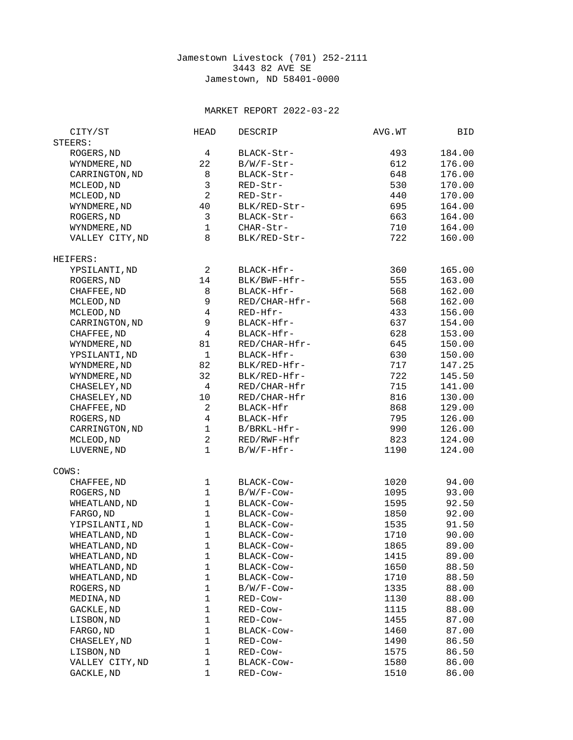Jamestown Livestock (701) 252-2111
3443 82 AVE SE
Jamestown, ND 58401-0000

MARKET REPORT 2022-03-22

| CITY/ST | HEAD | DESCRIP | AVG.WT | BID |
|---|---|---|---|---|
| STEERS: | | | | |
| ROGERS,ND | 4 | BLACK-Str- | 493 | 184.00 |
| WYNDMERE,ND | 22 | B/W/F-Str- | 612 | 176.00 |
| CARRINGTON,ND | 8 | BLACK-Str- | 648 | 176.00 |
| MCLEOD,ND | 3 | RED-Str- | 530 | 170.00 |
| MCLEOD,ND | 2 | RED-Str- | 440 | 170.00 |
| WYNDMERE,ND | 40 | BLK/RED-Str- | 695 | 164.00 |
| ROGERS,ND | 3 | BLACK-Str- | 663 | 164.00 |
| WYNDMERE,ND | 1 | CHAR-Str- | 710 | 164.00 |
| VALLEY CITY,ND | 8 | BLK/RED-Str- | 722 | 160.00 |
| HEIFERS: | | | | |
| YPSILANTI,ND | 2 | BLACK-Hfr- | 360 | 165.00 |
| ROGERS,ND | 14 | BLK/BWF-Hfr- | 555 | 163.00 |
| CHAFFEE,ND | 8 | BLACK-Hfr- | 568 | 162.00 |
| MCLEOD,ND | 9 | RED/CHAR-Hfr- | 568 | 162.00 |
| MCLEOD,ND | 4 | RED-Hfr- | 433 | 156.00 |
| CARRINGTON,ND | 9 | BLACK-Hfr- | 637 | 154.00 |
| CHAFFEE,ND | 4 | BLACK-Hfr- | 628 | 153.00 |
| WYNDMERE,ND | 81 | RED/CHAR-Hfr- | 645 | 150.00 |
| YPSILANTI,ND | 1 | BLACK-Hfr- | 630 | 150.00 |
| WYNDMERE,ND | 82 | BLK/RED-Hfr- | 717 | 147.25 |
| WYNDMERE,ND | 32 | BLK/RED-Hfr- | 722 | 145.50 |
| CHASELEY,ND | 4 | RED/CHAR-Hfr | 715 | 141.00 |
| CHASELEY,ND | 10 | RED/CHAR-Hfr | 816 | 130.00 |
| CHAFFEE,ND | 2 | BLACK-Hfr | 868 | 129.00 |
| ROGERS,ND | 4 | BLACK-Hfr | 795 | 126.00 |
| CARRINGTON,ND | 1 | B/BRKL-Hfr- | 990 | 126.00 |
| MCLEOD,ND | 2 | RED/RWF-Hfr | 823 | 124.00 |
| LUVERNE,ND | 1 | B/W/F-Hfr- | 1190 | 124.00 |
| COWS: | | | | |
| CHAFFEE,ND | 1 | BLACK-Cow- | 1020 | 94.00 |
| ROGERS,ND | 1 | B/W/F-Cow- | 1095 | 93.00 |
| WHEATLAND,ND | 1 | BLACK-Cow- | 1595 | 92.50 |
| FARGO,ND | 1 | BLACK-Cow- | 1850 | 92.00 |
| YIPSILANTI,ND | 1 | BLACK-Cow- | 1535 | 91.50 |
| WHEATLAND,ND | 1 | BLACK-Cow- | 1710 | 90.00 |
| WHEATLAND,ND | 1 | BLACK-Cow- | 1865 | 89.00 |
| WHEATLAND,ND | 1 | BLACK-Cow- | 1415 | 89.00 |
| WHEATLAND,ND | 1 | BLACK-Cow- | 1650 | 88.50 |
| WHEATLAND,ND | 1 | BLACK-Cow- | 1710 | 88.50 |
| ROGERS,ND | 1 | B/W/F-Cow- | 1335 | 88.00 |
| MEDINA,ND | 1 | RED-Cow- | 1130 | 88.00 |
| GACKLE,ND | 1 | RED-Cow- | 1115 | 88.00 |
| LISBON,ND | 1 | RED-Cow- | 1455 | 87.00 |
| FARGO,ND | 1 | BLACK-Cow- | 1460 | 87.00 |
| CHASELEY,ND | 1 | RED-Cow- | 1490 | 86.50 |
| LISBON,ND | 1 | RED-Cow- | 1575 | 86.50 |
| VALLEY CITY,ND | 1 | BLACK-Cow- | 1580 | 86.00 |
| GACKLE,ND | 1 | RED-Cow- | 1510 | 86.00 |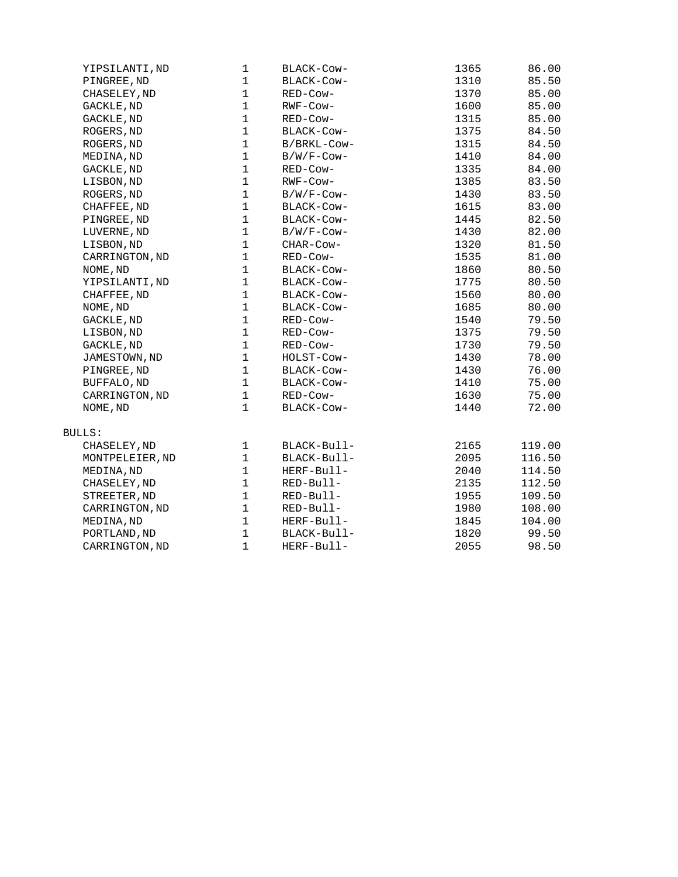| | | | | |
|---|---|---|---|---|
| YIPSILANTI,ND | 1 | BLACK-Cow- | 1365 | 86.00 |
| PINGREE,ND | 1 | BLACK-Cow- | 1310 | 85.50 |
| CHASELEY,ND | 1 | RED-Cow- | 1370 | 85.00 |
| GACKLE,ND | 1 | RWF-Cow- | 1600 | 85.00 |
| GACKLE,ND | 1 | RED-Cow- | 1315 | 85.00 |
| ROGERS,ND | 1 | BLACK-Cow- | 1375 | 84.50 |
| ROGERS,ND | 1 | B/BRKL-Cow- | 1315 | 84.50 |
| MEDINA,ND | 1 | B/W/F-Cow- | 1410 | 84.00 |
| GACKLE,ND | 1 | RED-Cow- | 1335 | 84.00 |
| LISBON,ND | 1 | RWF-Cow- | 1385 | 83.50 |
| ROGERS,ND | 1 | B/W/F-Cow- | 1430 | 83.50 |
| CHAFFEE,ND | 1 | BLACK-Cow- | 1615 | 83.00 |
| PINGREE,ND | 1 | BLACK-Cow- | 1445 | 82.50 |
| LUVERNE,ND | 1 | B/W/F-Cow- | 1430 | 82.00 |
| LISBON,ND | 1 | CHAR-Cow- | 1320 | 81.50 |
| CARRINGTON,ND | 1 | RED-Cow- | 1535 | 81.00 |
| NOME,ND | 1 | BLACK-Cow- | 1860 | 80.50 |
| YIPSILANTI,ND | 1 | BLACK-Cow- | 1775 | 80.50 |
| CHAFFEE,ND | 1 | BLACK-Cow- | 1560 | 80.00 |
| NOME,ND | 1 | BLACK-Cow- | 1685 | 80.00 |
| GACKLE,ND | 1 | RED-Cow- | 1540 | 79.50 |
| LISBON,ND | 1 | RED-Cow- | 1375 | 79.50 |
| GACKLE,ND | 1 | RED-Cow- | 1730 | 79.50 |
| JAMESTOWN,ND | 1 | HOLST-Cow- | 1430 | 78.00 |
| PINGREE,ND | 1 | BLACK-Cow- | 1430 | 76.00 |
| BUFFALO,ND | 1 | BLACK-Cow- | 1410 | 75.00 |
| CARRINGTON,ND | 1 | RED-Cow- | 1630 | 75.00 |
| NOME,ND | 1 | BLACK-Cow- | 1440 | 72.00 |

BULLS:

| | | | | |
|---|---|---|---|---|
| CHASELEY,ND | 1 | BLACK-Bull- | 2165 | 119.00 |
| MONTPELEIER,ND | 1 | BLACK-Bull- | 2095 | 116.50 |
| MEDINA,ND | 1 | HERF-Bull- | 2040 | 114.50 |
| CHASELEY,ND | 1 | RED-Bull- | 2135 | 112.50 |
| STREETER,ND | 1 | RED-Bull- | 1955 | 109.50 |
| CARRINGTON,ND | 1 | RED-Bull- | 1980 | 108.00 |
| MEDINA,ND | 1 | HERF-Bull- | 1845 | 104.00 |
| PORTLAND,ND | 1 | BLACK-Bull- | 1820 | 99.50 |
| CARRINGTON,ND | 1 | HERF-Bull- | 2055 | 98.50 |